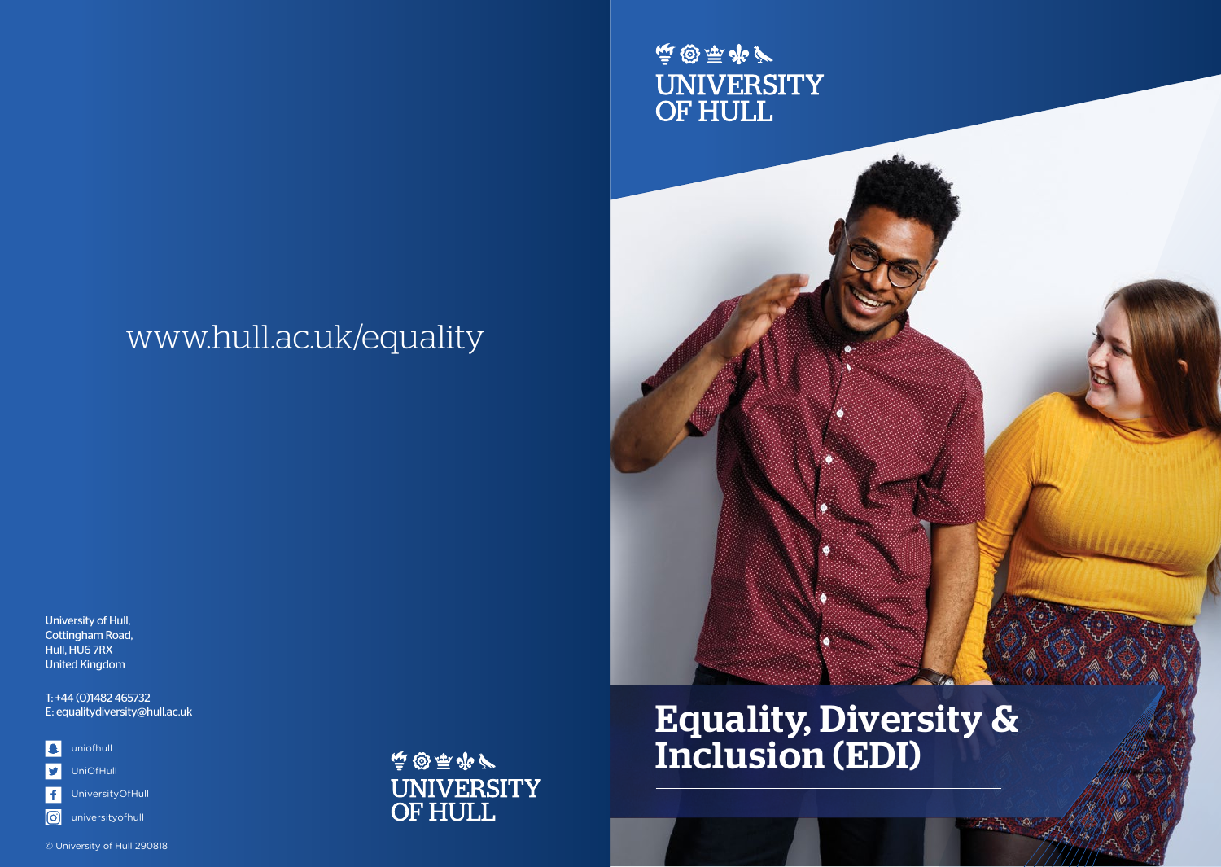# Equality, Diversity & Inclusion (EDI)

UNIVERSITY OF HULL

www.hull.ac.uk/equality

University of Hull,
Cottingham Road,
Hull, HU6 7RX
United Kingdom

T: +44 (0)1482 465732
E: equalitydiversity@hull.ac.uk

- uniofhull
- UniOfHull
- UniversityOfHull
- universityofhull

UNIVERSITY OF HULL

© University of Hull 290818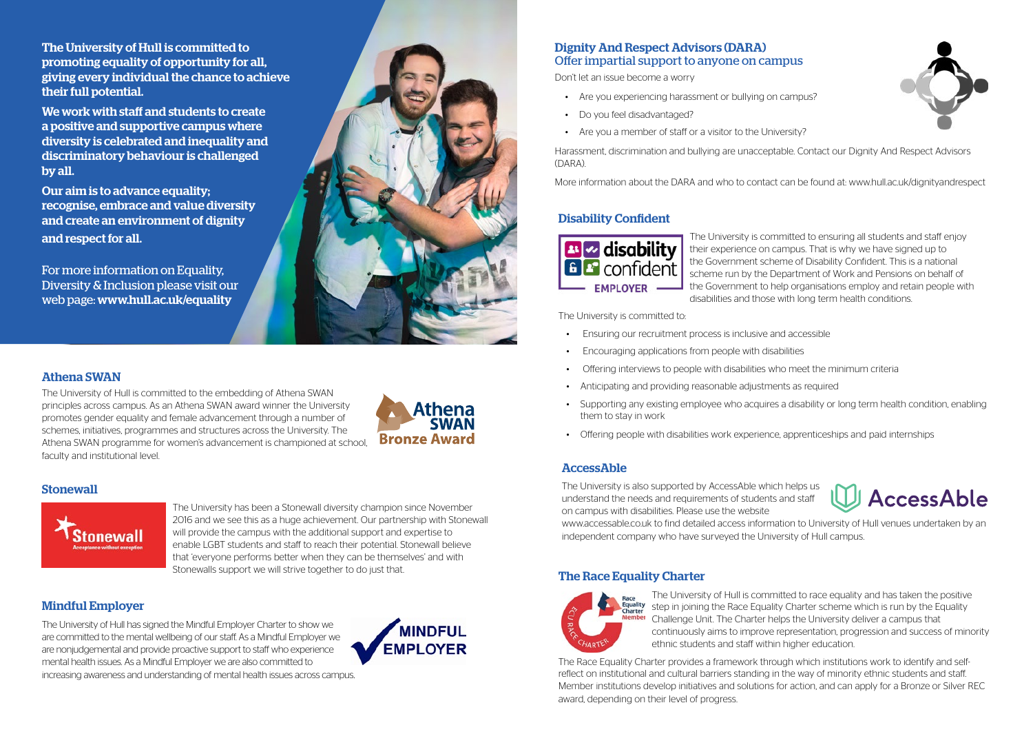The University of Hull is committed to promoting equality of opportunity for all, giving every individual the chance to achieve their full potential.

We work with staff and students to create a positive and supportive campus where diversity is celebrated and inequality and discriminatory behaviour is challenged by all.

Our aim is to advance equality; recognise, embrace and value diversity and create an environment of dignity and respect for all.

For more information on Equality, Diversity & Inclusion please visit our web page: **www.hull.ac.uk/equality**

## Athena SWAN

The University of Hull is committed to the embedding of Athena SWAN principles across campus. As an Athena SWAN award winner the University promotes gender equality and female advancement through a number of schemes, initiatives, programmes and structures across the University. The Athena SWAN programme for women's advancement is championed at school, faculty and institutional level.

## Stonewall

The University has been a Stonewall diversity champion since November 2016 and we see this as a huge achievement. Our partnership with Stonewall will provide the campus with the additional support and expertise to enable LGBT students and staff to reach their potential. Stonewall believe that 'everyone performs better when they can be themselves' and with Stonewalls support we will strive together to do just that.

## Mindful Employer

The University of Hull has signed the Mindful Employer Charter to show we are committed to the mental wellbeing of our staff. As a Mindful Employer we are nonjudgemental and provide proactive support to staff who experience mental health issues. As a Mindful Employer we are also committed to increasing awareness and understanding of mental health issues across campus.

## Dignity And Respect Advisors (DARA)

Offer impartial support to anyone on campus

Don't let an issue become a worry

- Are you experiencing harassment or bullying on campus?
- Do you feel disadvantaged?
- Are you a member of staff or a visitor to the University?

Harassment, discrimination and bullying are unacceptable. Contact our Dignity And Respect Advisors (DARA).

More information about the DARA and who to contact can be found at: www.hull.ac.uk/dignityandrespect

## Disability Confident

The University is committed to ensuring all students and staff enjoy their experience on campus. That is why we have signed up to the Government scheme of Disability Confident. This is a national scheme run by the Department of Work and Pensions on behalf of the Government to help organisations employ and retain people with disabilities and those with long term health conditions.

The University is committed to:

- Ensuring our recruitment process is inclusive and accessible
- Encouraging applications from people with disabilities
- Offering interviews to people with disabilities who meet the minimum criteria
- Anticipating and providing reasonable adjustments as required
- Supporting any existing employee who acquires a disability or long term health condition, enabling them to stay in work
- Offering people with disabilities work experience, apprenticeships and paid internships

## AccessAble

The University is also supported by AccessAble which helps us understand the needs and requirements of students and staff on campus with disabilities. Please use the website www.accessable.co.uk to find detailed access information to University of Hull venues undertaken by an independent company who have surveyed the University of Hull campus.

## The Race Equality Charter

The University of Hull is committed to race equality and has taken the positive step in joining the Race Equality Charter scheme which is run by the Equality Challenge Unit. The Charter helps the University deliver a campus that continuously aims to improve representation, progression and success of minority ethnic students and staff within higher education.

The Race Equality Charter provides a framework through which institutions work to identify and self-reflect on institutional and cultural barriers standing in the way of minority ethnic students and staff. Member institutions develop initiatives and solutions for action, and can apply for a Bronze or Silver REC award, depending on their level of progress.